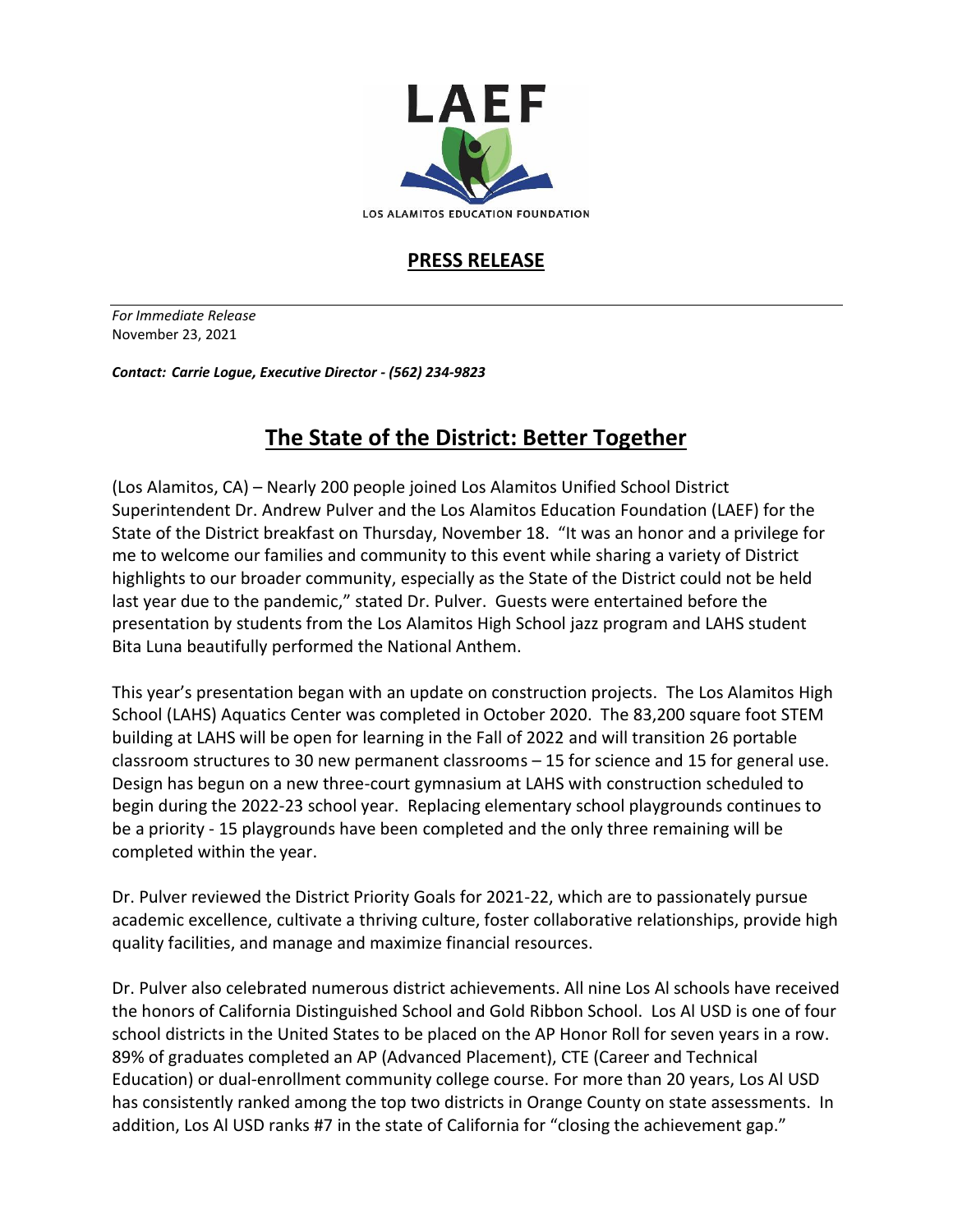LAEF

LOS ALAMITOS EDUCATION FOUNDATION

**PRESS RELEASE**

*For Immediate Release*
November 23, 2021

***Contact: Carrie Logue, Executive Director - (562) 234-9823***

# The State of the District: Better Together

(Los Alamitos, CA) – Nearly 200 people joined Los Alamitos Unified School District Superintendent Dr. Andrew Pulver and the Los Alamitos Education Foundation (LAEF) for the State of the District breakfast on Thursday, November 18. "It was an honor and a privilege for me to welcome our families and community to this event while sharing a variety of District highlights to our broader community, especially as the State of the District could not be held last year due to the pandemic," stated Dr. Pulver. Guests were entertained before the presentation by students from the Los Alamitos High School jazz program and LAHS student Bita Luna beautifully performed the National Anthem.

This year's presentation began with an update on construction projects. The Los Alamitos High School (LAHS) Aquatics Center was completed in October 2020. The 83,200 square foot STEM building at LAHS will be open for learning in the Fall of 2022 and will transition 26 portable classroom structures to 30 new permanent classrooms – 15 for science and 15 for general use. Design has begun on a new three-court gymnasium at LAHS with construction scheduled to begin during the 2022-23 school year. Replacing elementary school playgrounds continues to be a priority - 15 playgrounds have been completed and the only three remaining will be completed within the year.

Dr. Pulver reviewed the District Priority Goals for 2021-22, which are to passionately pursue academic excellence, cultivate a thriving culture, foster collaborative relationships, provide high quality facilities, and manage and maximize financial resources.

Dr. Pulver also celebrated numerous district achievements. All nine Los Al schools have received the honors of California Distinguished School and Gold Ribbon School. Los Al USD is one of four school districts in the United States to be placed on the AP Honor Roll for seven years in a row. 89% of graduates completed an AP (Advanced Placement), CTE (Career and Technical Education) or dual-enrollment community college course. For more than 20 years, Los Al USD has consistently ranked among the top two districts in Orange County on state assessments. In addition, Los Al USD ranks #7 in the state of California for "closing the achievement gap."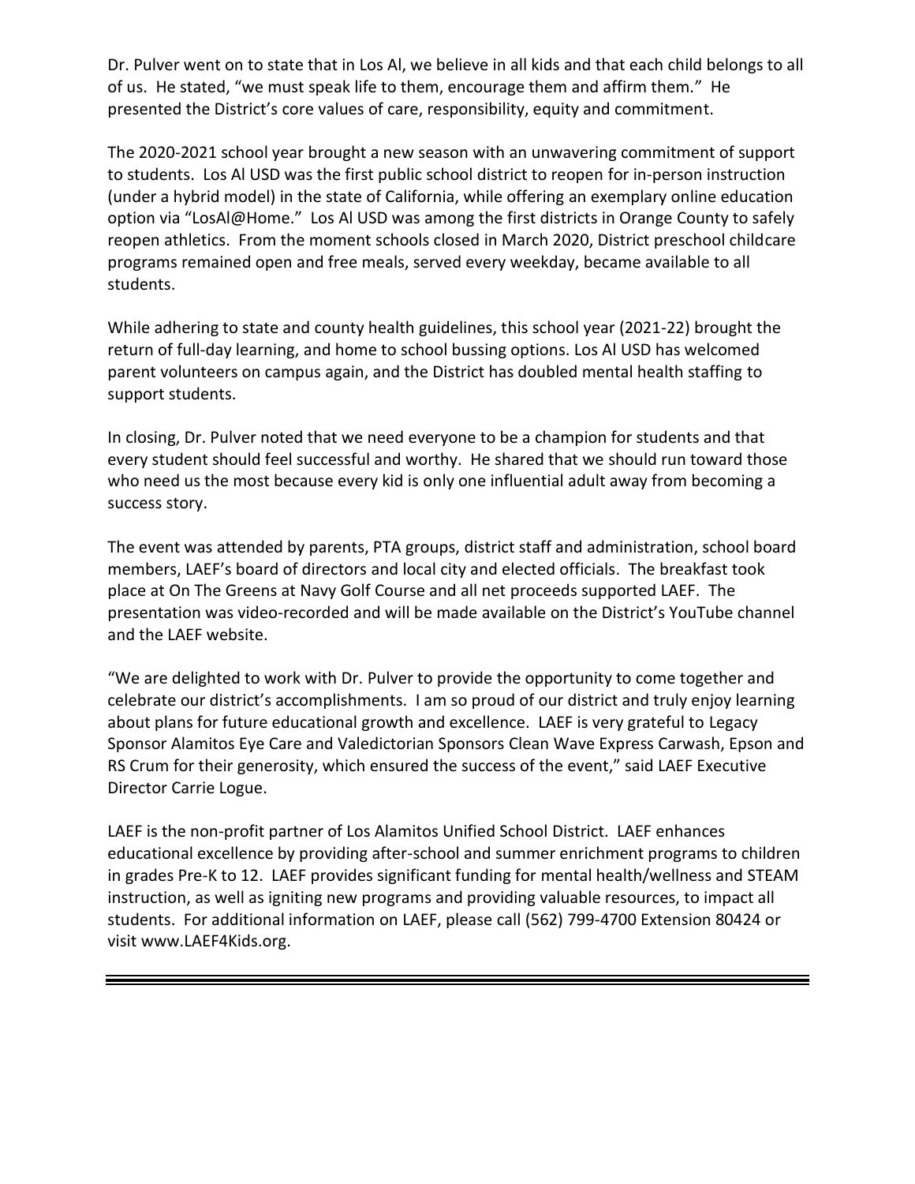Dr. Pulver went on to state that in Los Al, we believe in all kids and that each child belongs to all of us. He stated, "we must speak life to them, encourage them and affirm them." He presented the District's core values of care, responsibility, equity and commitment.

The 2020-2021 school year brought a new season with an unwavering commitment of support to students. Los Al USD was the first public school district to reopen for in-person instruction (under a hybrid model) in the state of California, while offering an exemplary online education option via "LosAl@Home." Los Al USD was among the first districts in Orange County to safely reopen athletics. From the moment schools closed in March 2020, District preschool childcare programs remained open and free meals, served every weekday, became available to all students.

While adhering to state and county health guidelines, this school year (2021-22) brought the return of full-day learning, and home to school bussing options. Los Al USD has welcomed parent volunteers on campus again, and the District has doubled mental health staffing to support students.

In closing, Dr. Pulver noted that we need everyone to be a champion for students and that every student should feel successful and worthy. He shared that we should run toward those who need us the most because every kid is only one influential adult away from becoming a success story.

The event was attended by parents, PTA groups, district staff and administration, school board members, LAEF's board of directors and local city and elected officials. The breakfast took place at On The Greens at Navy Golf Course and all net proceeds supported LAEF. The presentation was video-recorded and will be made available on the District's YouTube channel and the LAEF website.

"We are delighted to work with Dr. Pulver to provide the opportunity to come together and celebrate our district's accomplishments. I am so proud of our district and truly enjoy learning about plans for future educational growth and excellence. LAEF is very grateful to Legacy Sponsor Alamitos Eye Care and Valedictorian Sponsors Clean Wave Express Carwash, Epson and RS Crum for their generosity, which ensured the success of the event," said LAEF Executive Director Carrie Logue.

LAEF is the non-profit partner of Los Alamitos Unified School District. LAEF enhances educational excellence by providing after-school and summer enrichment programs to children in grades Pre-K to 12. LAEF provides significant funding for mental health/wellness and STEAM instruction, as well as igniting new programs and providing valuable resources, to impact all students. For additional information on LAEF, please call (562) 799-4700 Extension 80424 or visit www.LAEF4Kids.org.

---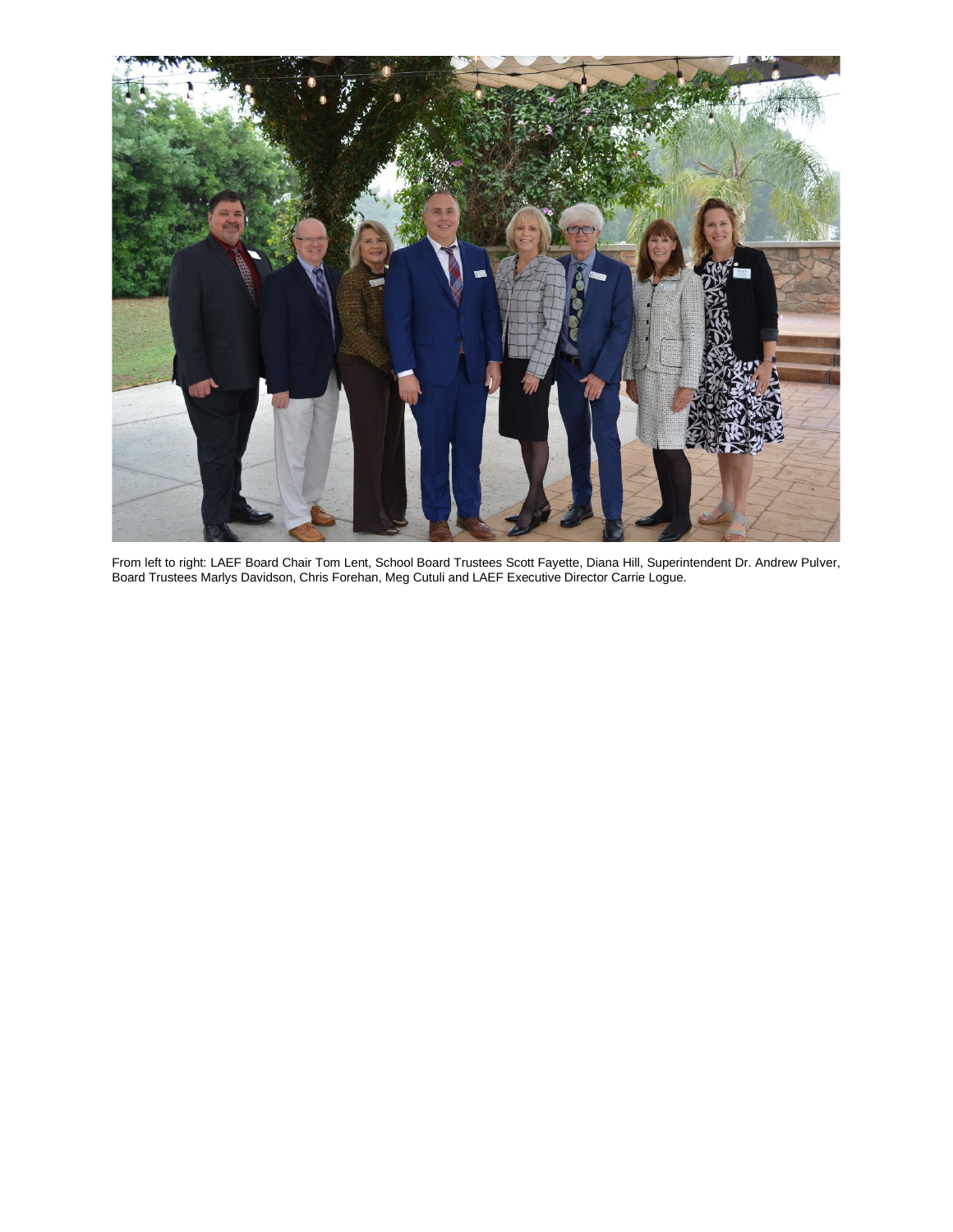From left to right: LAEF Board Chair Tom Lent, School Board Trustees Scott Fayette, Diana Hill, Superintendent Dr. Andrew Pulver, Board Trustees Marlys Davidson, Chris Forehan, Meg Cutuli and LAEF Executive Director Carrie Logue.